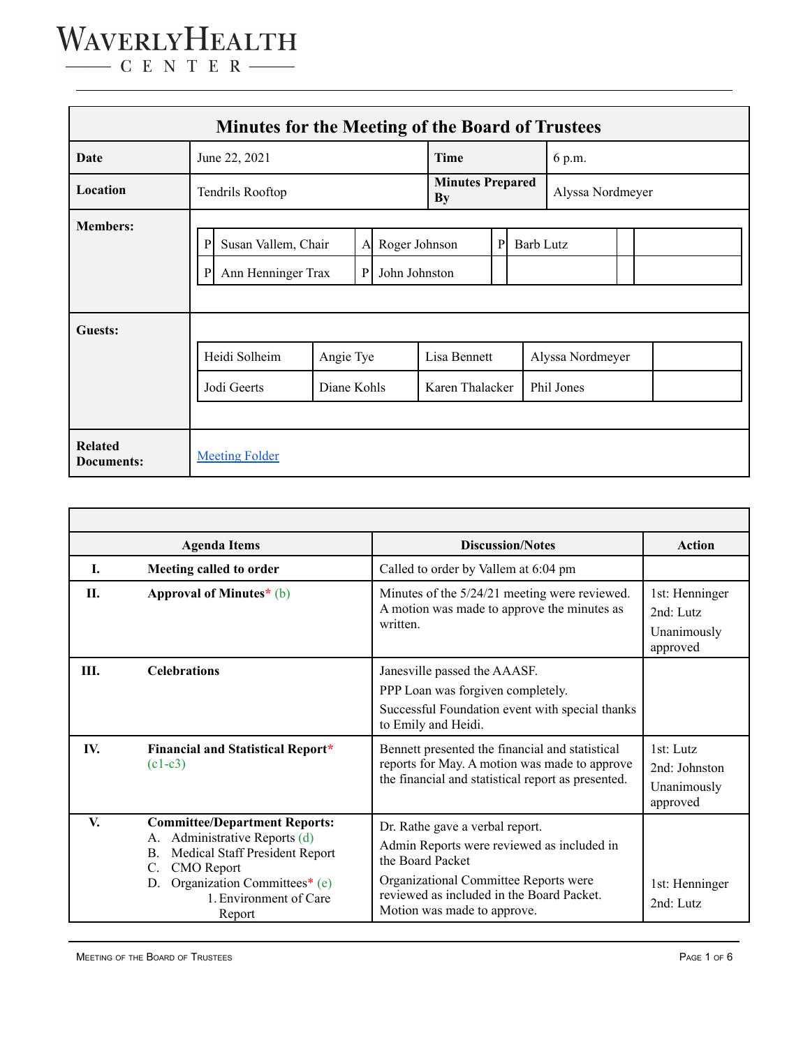WaverlyHealth
CENTER

# Minutes for the Meeting of the Board of Trustees

| | | | |
|---|---|---|---|
| **Date** | June 22, 2021 | **Time** | 6 p.m. |
| **Location** | Tendrils Rooftop | **Minutes Prepared By** | Alyssa Nordmeyer |

**Members:**

| | | | | | | | |
|---|---|---|---|---|---|---|---|
| P | Susan Vallem, Chair | A | Roger Johnson | P | Barb Lutz | | |
| P | Ann Henninger Trax | P | John Johnston | | | | |

**Guests:**

| | | | | |
|---|---|---|---|---|
| Heidi Solheim | Angie Tye | Lisa Bennett | Alyssa Nordmeyer | |
| Jodi Geerts | Diane Kohls | Karen Thalacker | Phil Jones | |

**Related Documents:** [Meeting Folder]

| | Agenda Items | Discussion/Notes | Action |
|---|---|---|---|
| I. | **Meeting called to order** | Called to order by Vallem at 6:04 pm | |
| II. | **Approval of Minutes*** (b) | Minutes of the 5/24/21 meeting were reviewed. A motion was made to approve the minutes as written. | 1st: Henninger<br>2nd: Lutz<br>Unanimously approved |
| III. | **Celebrations** | Janesville passed the AAASF.<br>PPP Loan was forgiven completely.<br>Successful Foundation event with special thanks to Emily and Heidi. | |
| IV. | **Financial and Statistical Report*** (c1-c3) | Bennett presented the financial and statistical reports for May. A motion was made to approve the financial and statistical report as presented. | 1st: Lutz<br>2nd: Johnston<br>Unanimously approved |
| V. | **Committee/Department Reports:**<br>A. Administrative Reports (d)<br>B. Medical Staff President Report<br>C. CMO Report<br>D. Organization Committees* (e)<br>1. Environment of Care Report | Dr. Rathe gave a verbal report.<br>Admin Reports were reviewed as included in the Board Packet<br>Organizational Committee Reports were reviewed as included in the Board Packet. Motion was made to approve. | 1st: Henninger<br>2nd: Lutz |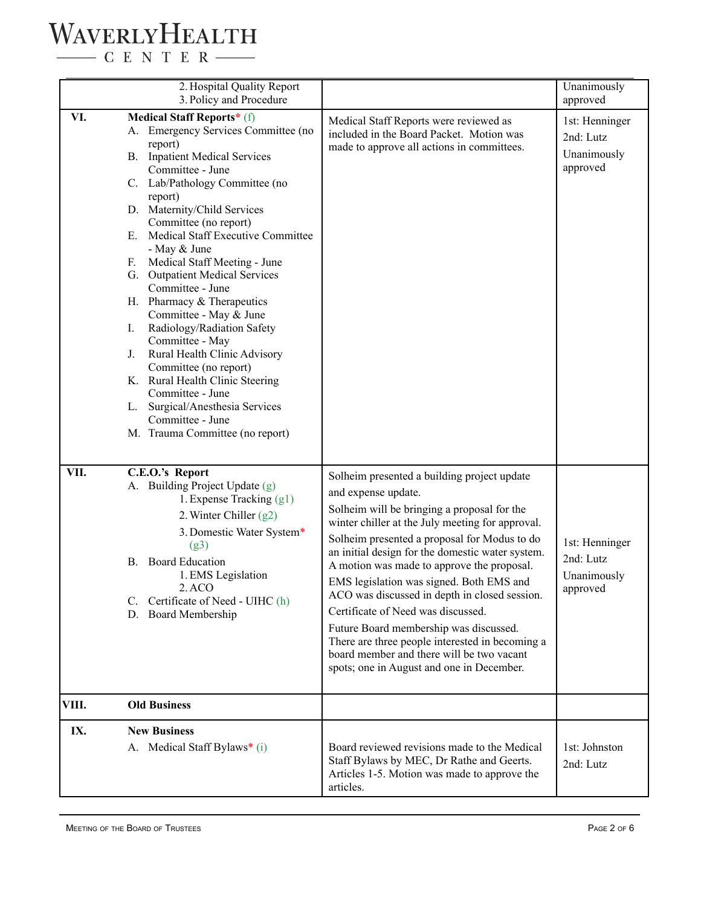| | | | |
|---|---|---|---|
| | 2. Hospital Quality Report<br>3. Policy and Procedure | | Unanimously approved |
| VI. | **Medical Staff Reports*** (f)<br>A. Emergency Services Committee (no report)<br>B. Inpatient Medical Services Committee - June<br>C. Lab/Pathology Committee (no report)<br>D. Maternity/Child Services Committee (no report)<br>E. Medical Staff Executive Committee - May & June<br>F. Medical Staff Meeting - June<br>G. Outpatient Medical Services Committee - June<br>H. Pharmacy & Therapeutics Committee - May & June<br>I. Radiology/Radiation Safety Committee - May<br>J. Rural Health Clinic Advisory Committee (no report)<br>K. Rural Health Clinic Steering Committee - June<br>L. Surgical/Anesthesia Services Committee - June<br>M. Trauma Committee (no report) | Medical Staff Reports were reviewed as included in the Board Packet. Motion was made to approve all actions in committees. | 1st: Henninger<br>2nd: Lutz<br>Unanimously approved |
| VII. | **C.E.O.'s Report**<br>A. Building Project Update (g)<br>1. Expense Tracking (g1)<br>2. Winter Chiller (g2)<br>3. Domestic Water System* (g3)<br>B. Board Education<br>1. EMS Legislation<br>2. ACO<br>C. Certificate of Need - UIHC (h)<br>D. Board Membership | Solheim presented a building project update and expense update.<br>Solheim will be bringing a proposal for the winter chiller at the July meeting for approval.<br>Solheim presented a proposal for Modus to do an initial design for the domestic water system. A motion was made to approve the proposal.<br>EMS legislation was signed. Both EMS and ACO was discussed in depth in closed session.<br>Certificate of Need was discussed.<br>Future Board membership was discussed. There are three people interested in becoming a board member and there will be two vacant spots; one in August and one in December. | 1st: Henninger<br>2nd: Lutz<br>Unanimously approved |
| VIII. | **Old Business** | | |
| IX. | **New Business**<br>A. Medical Staff Bylaws* (i) | Board reviewed revisions made to the Medical Staff Bylaws by MEC, Dr Rathe and Geerts. Articles 1-5. Motion was made to approve the articles. | 1st: Johnston<br>2nd: Lutz |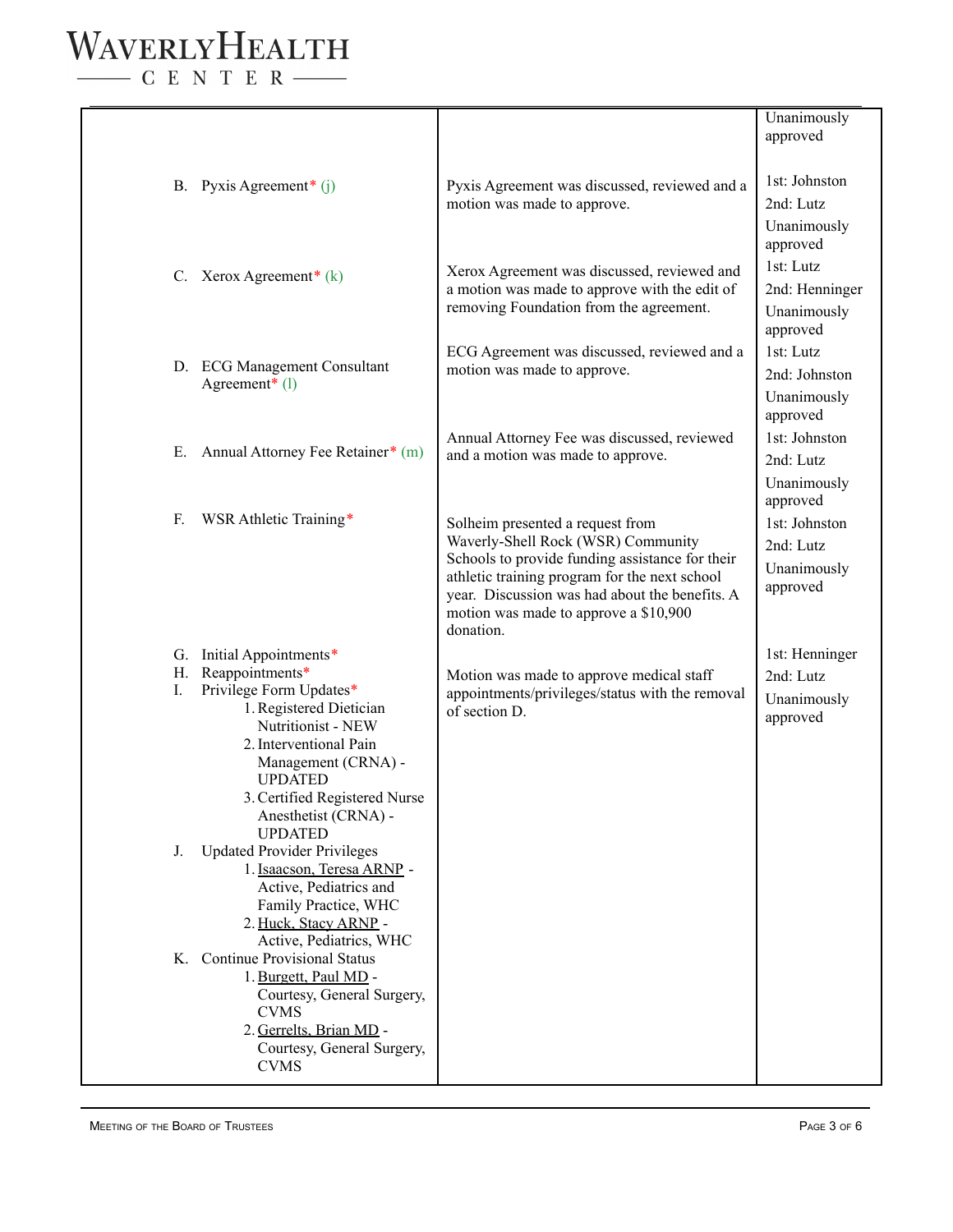| | | |
|---|---|---|
| | | Unanimously approved |
| B. Pyxis Agreement* (j) | Pyxis Agreement was discussed, reviewed and a motion was made to approve. | 1st: Johnston<br>2nd: Lutz<br>Unanimously approved |
| C. Xerox Agreement* (k) | Xerox Agreement was discussed, reviewed and a motion was made to approve with the edit of removing Foundation from the agreement. | 1st: Lutz<br>2nd: Henninger<br>Unanimously approved |
| D. ECG Management Consultant Agreement* (l) | ECG Agreement was discussed, reviewed and a motion was made to approve. | 1st: Lutz<br>2nd: Johnston<br>Unanimously approved |
| E. Annual Attorney Fee Retainer* (m) | Annual Attorney Fee was discussed, reviewed and a motion was made to approve. | 1st: Johnston<br>2nd: Lutz<br>Unanimously approved |
| F. WSR Athletic Training* | Solheim presented a request from Waverly-Shell Rock (WSR) Community Schools to provide funding assistance for their athletic training program for the next school year. Discussion was had about the benefits. A motion was made to approve a $10,900 donation. | 1st: Johnston<br>2nd: Lutz<br>Unanimously approved |
| G. Initial Appointments*<br>H. Reappointments*<br>I. Privilege Form Updates*<br>1. Registered Dietician Nutritionist - NEW<br>2. Interventional Pain Management (CRNA) - UPDATED<br>3. Certified Registered Nurse Anesthetist (CRNA) - UPDATED<br>J. Updated Provider Privileges<br>1. Isaacson, Teresa ARNP - Active, Pediatrics and Family Practice, WHC<br>2. Huck, Stacy ARNP - Active, Pediatrics, WHC<br>K. Continue Provisional Status<br>1. Burgett, Paul MD - Courtesy, General Surgery, CVMS<br>2. Gerrelts, Brian MD - Courtesy, General Surgery, CVMS | Motion was made to approve medical staff appointments/privileges/status with the removal of section D. | 1st: Henninger<br>2nd: Lutz<br>Unanimously approved |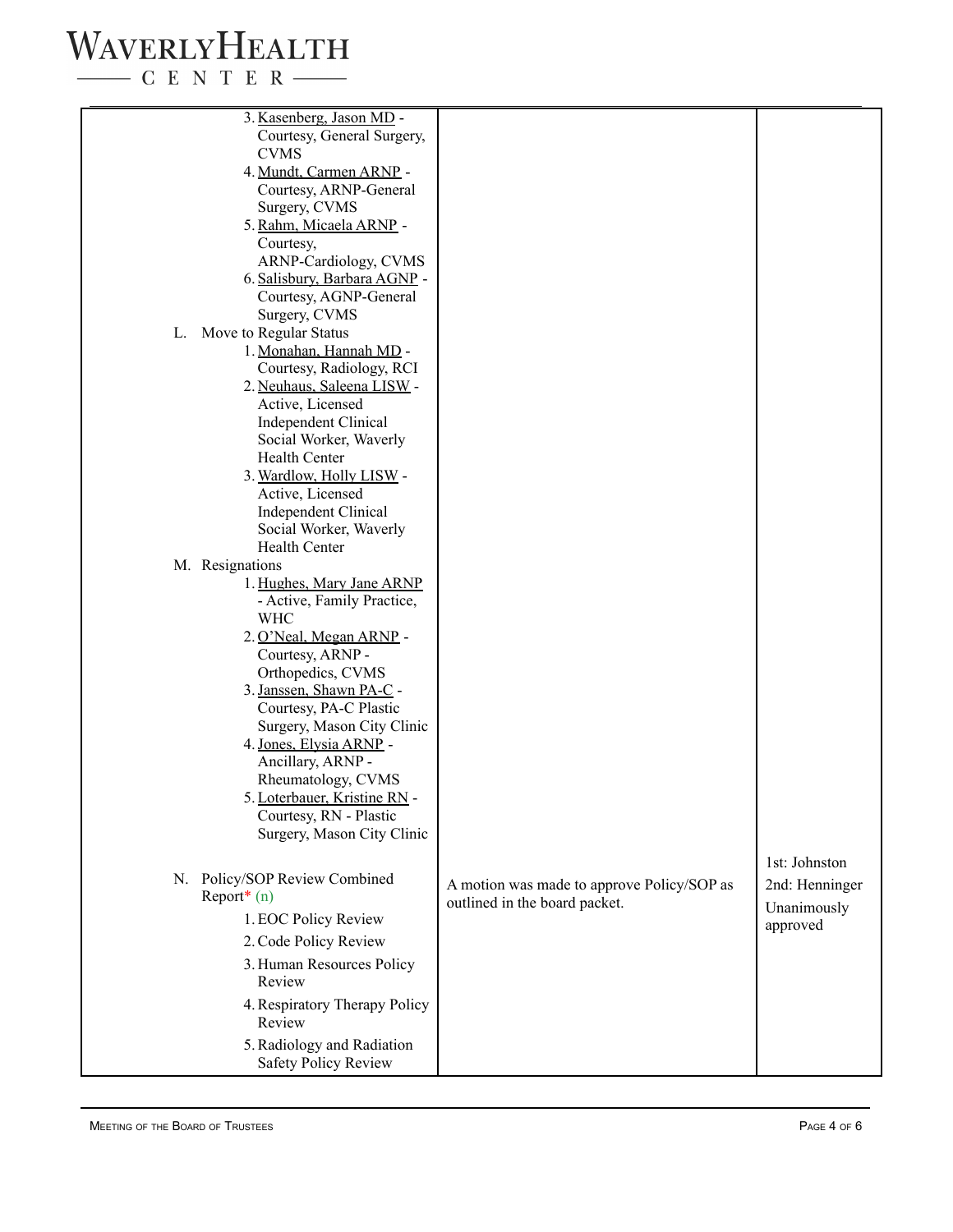| | | |
|---|---|---|
| 3. Kasenberg, Jason MD - Courtesy, General Surgery, CVMS<br>4. Mundt, Carmen ARNP - Courtesy, ARNP-General Surgery, CVMS<br>5. Rahm, Micaela ARNP - Courtesy, ARNP-Cardiology, CVMS<br>6. Salisbury, Barbara AGNP - Courtesy, AGNP-General Surgery, CVMS<br>L. Move to Regular Status<br>1. Monahan, Hannah MD - Courtesy, Radiology, RCI<br>2. Neuhaus, Saleena LISW - Active, Licensed Independent Clinical Social Worker, Waverly Health Center<br>3. Wardlow, Holly LISW - Active, Licensed Independent Clinical Social Worker, Waverly Health Center<br>M. Resignations<br>1. Hughes, Mary Jane ARNP - Active, Family Practice, WHC<br>2. O'Neal, Megan ARNP - Courtesy, ARNP - Orthopedics, CVMS<br>3. Janssen, Shawn PA-C - Courtesy, PA-C Plastic Surgery, Mason City Clinic<br>4. Jones, Elysia ARNP - Ancillary, ARNP - Rheumatology, CVMS<br>5. Loterbauer, Kristine RN - Courtesy, RN - Plastic Surgery, Mason City Clinic | | |
| N. Policy/SOP Review Combined Report* (n)<br>1. EOC Policy Review<br>2. Code Policy Review<br>3. Human Resources Policy Review<br>4. Respiratory Therapy Policy Review<br>5. Radiology and Radiation Safety Policy Review | A motion was made to approve Policy/SOP as outlined in the board packet. | 1st: Johnston<br>2nd: Henninger<br>Unanimously approved |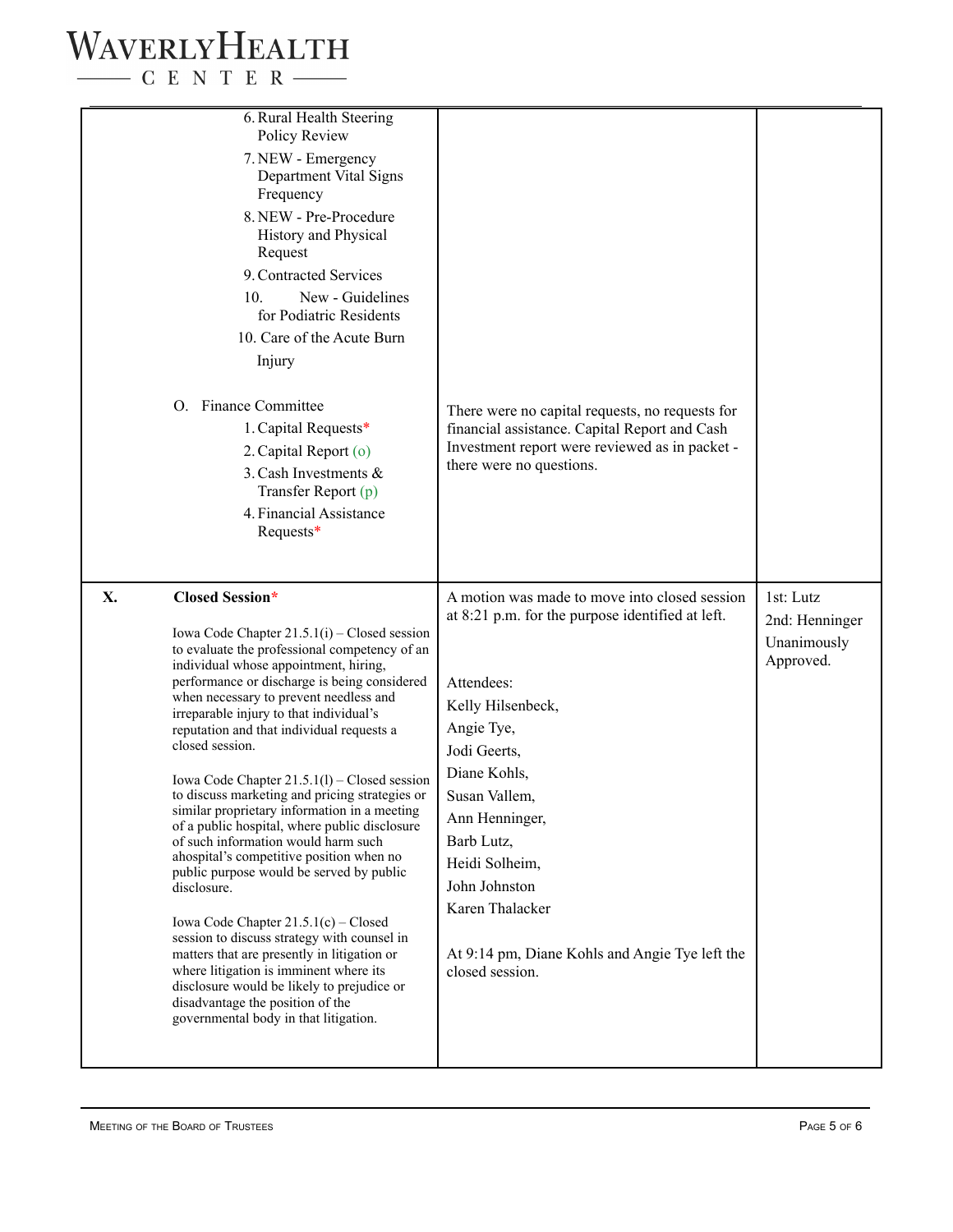| | | | |
|---|---|---|---|
| | 6. Rural Health Steering Policy Review<br>7. NEW - Emergency Department Vital Signs Frequency<br>8. NEW - Pre-Procedure History and Physical Request<br>9. Contracted Services<br>10. New - Guidelines for Podiatric Residents<br>10. Care of the Acute Burn Injury<br><br>O. Finance Committee<br>1. Capital Requests*<br>2. Capital Report (o)<br>3. Cash Investments & Transfer Report (p)<br>4. Financial Assistance Requests* | There were no capital requests, no requests for financial assistance. Capital Report and Cash Investment report were reviewed as in packet - there were no questions. | |
| **X.** | **Closed Session***<br><br>Iowa Code Chapter 21.5.1(i) – Closed session to evaluate the professional competency of an individual whose appointment, hiring, performance or discharge is being considered when necessary to prevent needless and irreparable injury to that individual's reputation and that individual requests a closed session.<br><br>Iowa Code Chapter 21.5.1(l) – Closed session to discuss marketing and pricing strategies or similar proprietary information in a meeting of a public hospital, where public disclosure of such information would harm such ahospital's competitive position when no public purpose would be served by public disclosure.<br><br>Iowa Code Chapter 21.5.1(c) – Closed session to discuss strategy with counsel in matters that are presently in litigation or where litigation is imminent where its disclosure would be likely to prejudice or disadvantage the position of the governmental body in that litigation. | A motion was made to move into closed session at 8:21 p.m. for the purpose identified at left.<br><br>Attendees:<br>Kelly Hilsenbeck,<br>Angie Tye,<br>Jodi Geerts,<br>Diane Kohls,<br>Susan Vallem,<br>Ann Henninger,<br>Barb Lutz,<br>Heidi Solheim,<br>John Johnston<br>Karen Thalacker<br><br>At 9:14 pm, Diane Kohls and Angie Tye left the closed session. | 1st: Lutz<br>2nd: Henninger<br>Unanimously Approved. |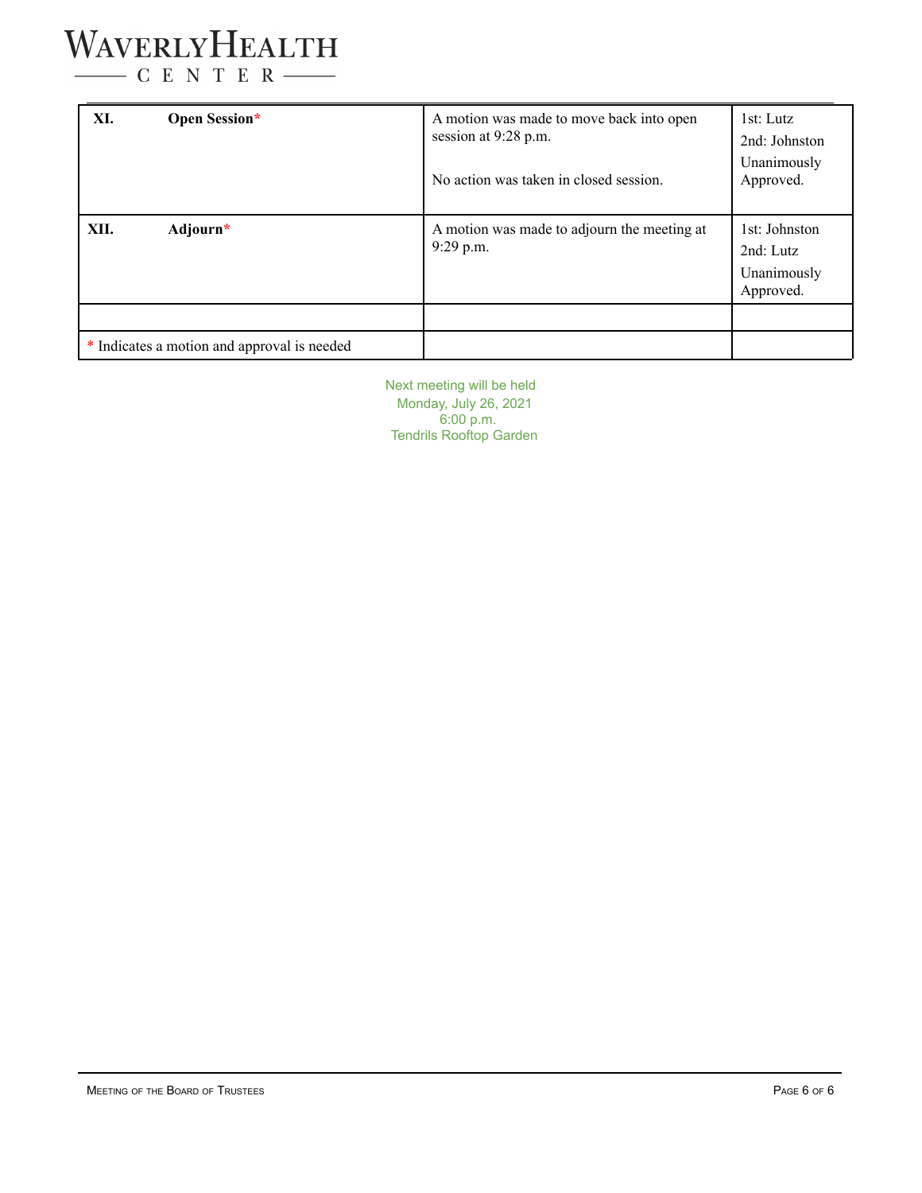| | | | |
|---|---|---|---|
| **XI.** | **Open Session***| A motion was made to move back into open session at 9:28 p.m.<br><br>No action was taken in closed session. | 1st: Lutz<br>2nd: Johnston<br>Unanimously Approved. |
| **XII.** | **Adjourn*** | A motion was made to adjourn the meeting at 9:29 p.m. | 1st: Johnston<br>2nd: Lutz<br>Unanimously Approved. |
| | | | |
| * Indicates a motion and approval is needed | | | |

Next meeting will be held
Monday, July 26, 2021
6:00 p.m.
Tendrils Rooftop Garden